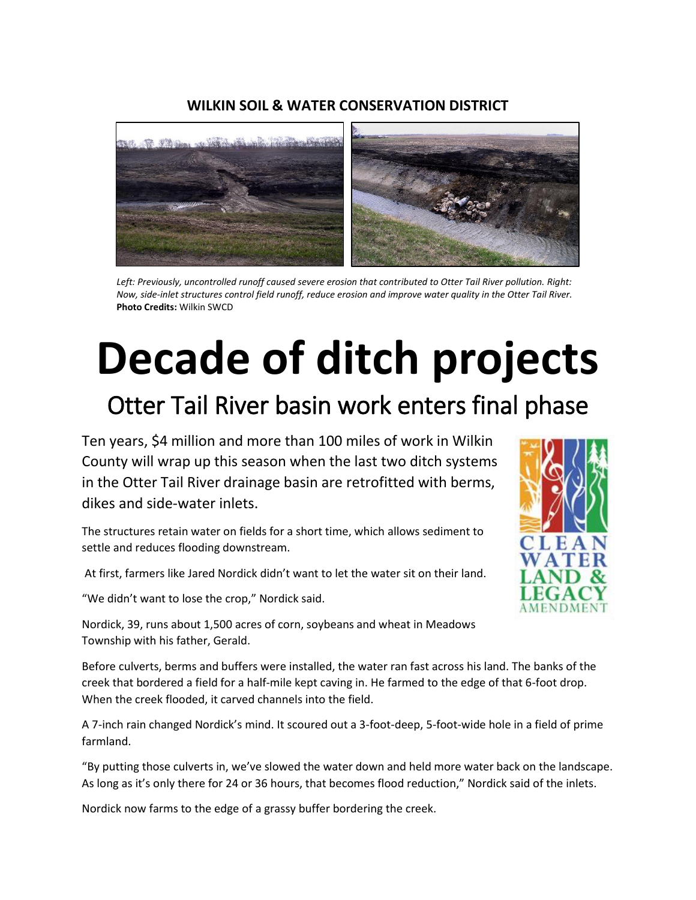**WILKIN SOIL & WATER CONSERVATION DISTRICT**

*Left: Previously, uncontrolled runoff caused severe erosion that contributed to Otter Tail River pollution. Right: Now, side-inlet structures control field runoff, reduce erosion and improve water quality in the Otter Tail River.* **Photo Credits:** Wilkin SWCD

# Decade of ditch projects

## Otter Tail River basin work enters final phase

Ten years, $4 million and more than 100 miles of work in Wilkin County will wrap up this season when the last two ditch systems in the Otter Tail River drainage basin are retrofitted with berms, dikes and side-water inlets.

The structures retain water on fields for a short time, which allows sediment to settle and reduces flooding downstream.

At first, farmers like Jared Nordick didn't want to let the water sit on their land.

"We didn't want to lose the crop," Nordick said.

Nordick, 39, runs about 1,500 acres of corn, soybeans and wheat in Meadows Township with his father, Gerald.

Before culverts, berms and buffers were installed, the water ran fast across his land. The banks of the creek that bordered a field for a half-mile kept caving in. He farmed to the edge of that 6-foot drop. When the creek flooded, it carved channels into the field.

A 7-inch rain changed Nordick's mind. It scoured out a 3-foot-deep, 5-foot-wide hole in a field of prime farmland.

"By putting those culverts in, we've slowed the water down and held more water back on the landscape. As long as it's only there for 24 or 36 hours, that becomes flood reduction," Nordick said of the inlets.

Nordick now farms to the edge of a grassy buffer bordering the creek.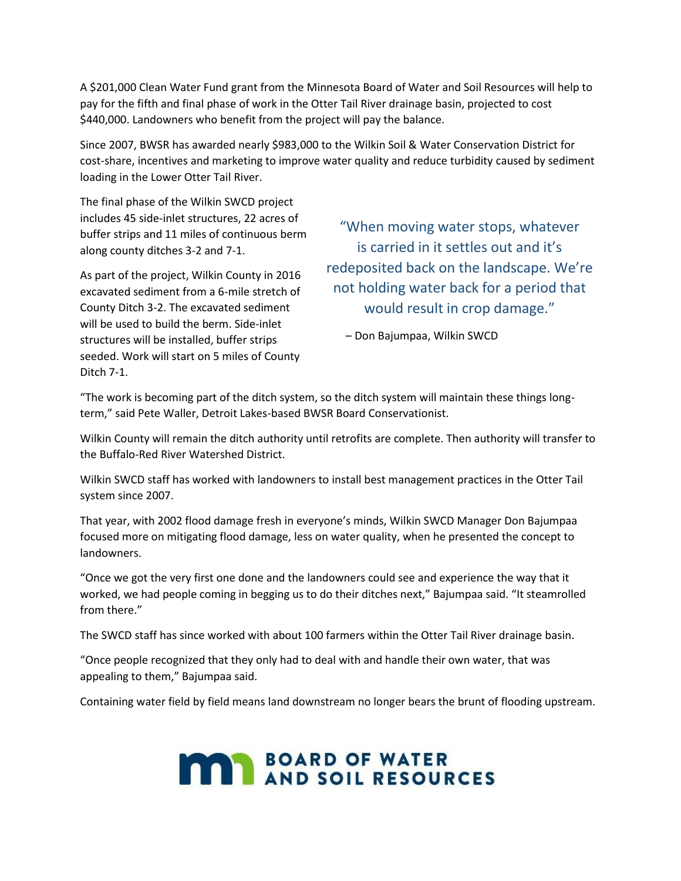A $201,000 Clean Water Fund grant from the Minnesota Board of Water and Soil Resources will help to pay for the fifth and final phase of work in the Otter Tail River drainage basin, projected to cost $440,000. Landowners who benefit from the project will pay the balance.

Since 2007, BWSR has awarded nearly $983,000 to the Wilkin Soil & Water Conservation District for cost-share, incentives and marketing to improve water quality and reduce turbidity caused by sediment loading in the Lower Otter Tail River.

The final phase of the Wilkin SWCD project includes 45 side-inlet structures, 22 acres of buffer strips and 11 miles of continuous berm along county ditches 3-2 and 7-1.

As part of the project, Wilkin County in 2016 excavated sediment from a 6-mile stretch of County Ditch 3-2. The excavated sediment will be used to build the berm. Side-inlet structures will be installed, buffer strips seeded. Work will start on 5 miles of County Ditch 7-1.

> "When moving water stops, whatever is carried in it settles out and it's redeposited back on the landscape. We're not holding water back for a period that would result in crop damage."
>
> – Don Bajumpaa, Wilkin SWCD

"The work is becoming part of the ditch system, so the ditch system will maintain these things long-term," said Pete Waller, Detroit Lakes-based BWSR Board Conservationist.

Wilkin County will remain the ditch authority until retrofits are complete. Then authority will transfer to the Buffalo-Red River Watershed District.

Wilkin SWCD staff has worked with landowners to install best management practices in the Otter Tail system since 2007.

That year, with 2002 flood damage fresh in everyone's minds, Wilkin SWCD Manager Don Bajumpaa focused more on mitigating flood damage, less on water quality, when he presented the concept to landowners.

"Once we got the very first one done and the landowners could see and experience the way that it worked, we had people coming in begging us to do their ditches next," Bajumpaa said. "It steamrolled from there."

The SWCD staff has since worked with about 100 farmers within the Otter Tail River drainage basin.

"Once people recognized that they only had to deal with and handle their own water, that was appealing to them," Bajumpaa said.

Containing water field by field means land downstream no longer bears the brunt of flooding upstream.

BOARD OF WATER AND SOIL RESOURCES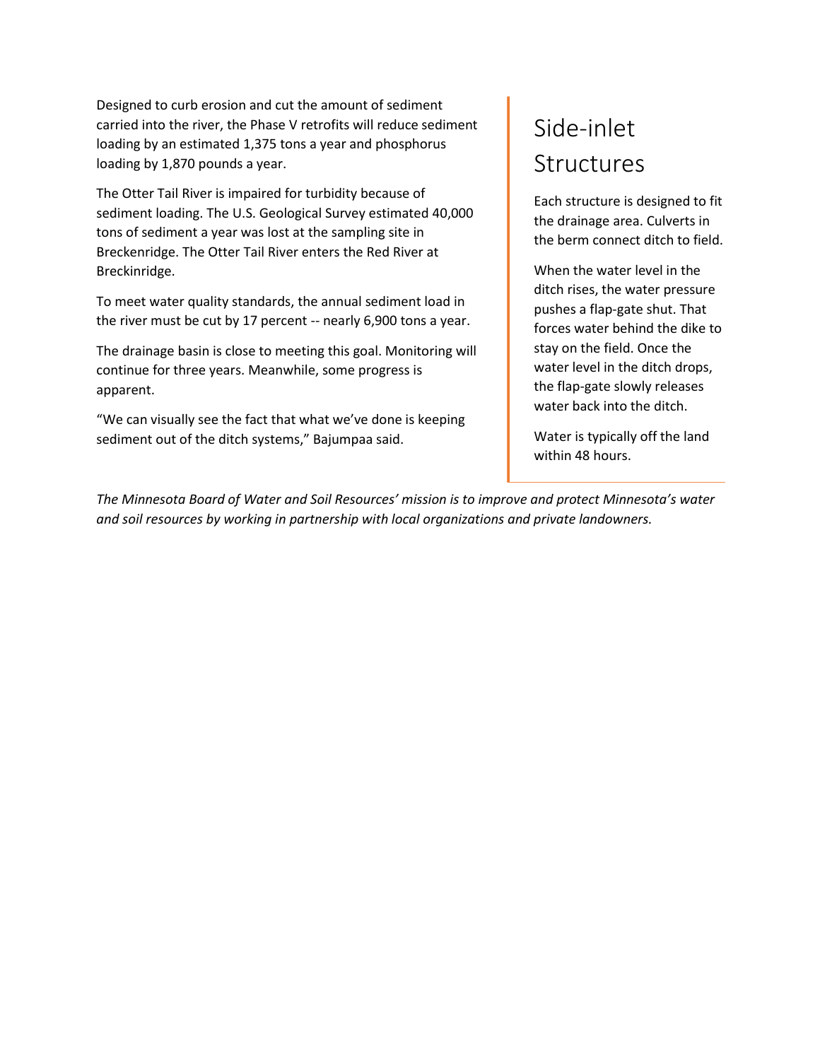Designed to curb erosion and cut the amount of sediment carried into the river, the Phase V retrofits will reduce sediment loading by an estimated 1,375 tons a year and phosphorus loading by 1,870 pounds a year.

The Otter Tail River is impaired for turbidity because of sediment loading. The U.S. Geological Survey estimated 40,000 tons of sediment a year was lost at the sampling site in Breckenridge. The Otter Tail River enters the Red River at Breckinridge.

To meet water quality standards, the annual sediment load in the river must be cut by 17 percent -- nearly 6,900 tons a year.

The drainage basin is close to meeting this goal. Monitoring will continue for three years. Meanwhile, some progress is apparent.

“We can visually see the fact that what we’ve done is keeping sediment out of the ditch systems,” Bajumpaa said.

## Side-inlet Structures

Each structure is designed to fit the drainage area. Culverts in the berm connect ditch to field.

When the water level in the ditch rises, the water pressure pushes a flap-gate shut. That forces water behind the dike to stay on the field. Once the water level in the ditch drops, the flap-gate slowly releases water back into the ditch.

Water is typically off the land within 48 hours.

*The Minnesota Board of Water and Soil Resources’ mission is to improve and protect Minnesota’s water and soil resources by working in partnership with local organizations and private landowners.*